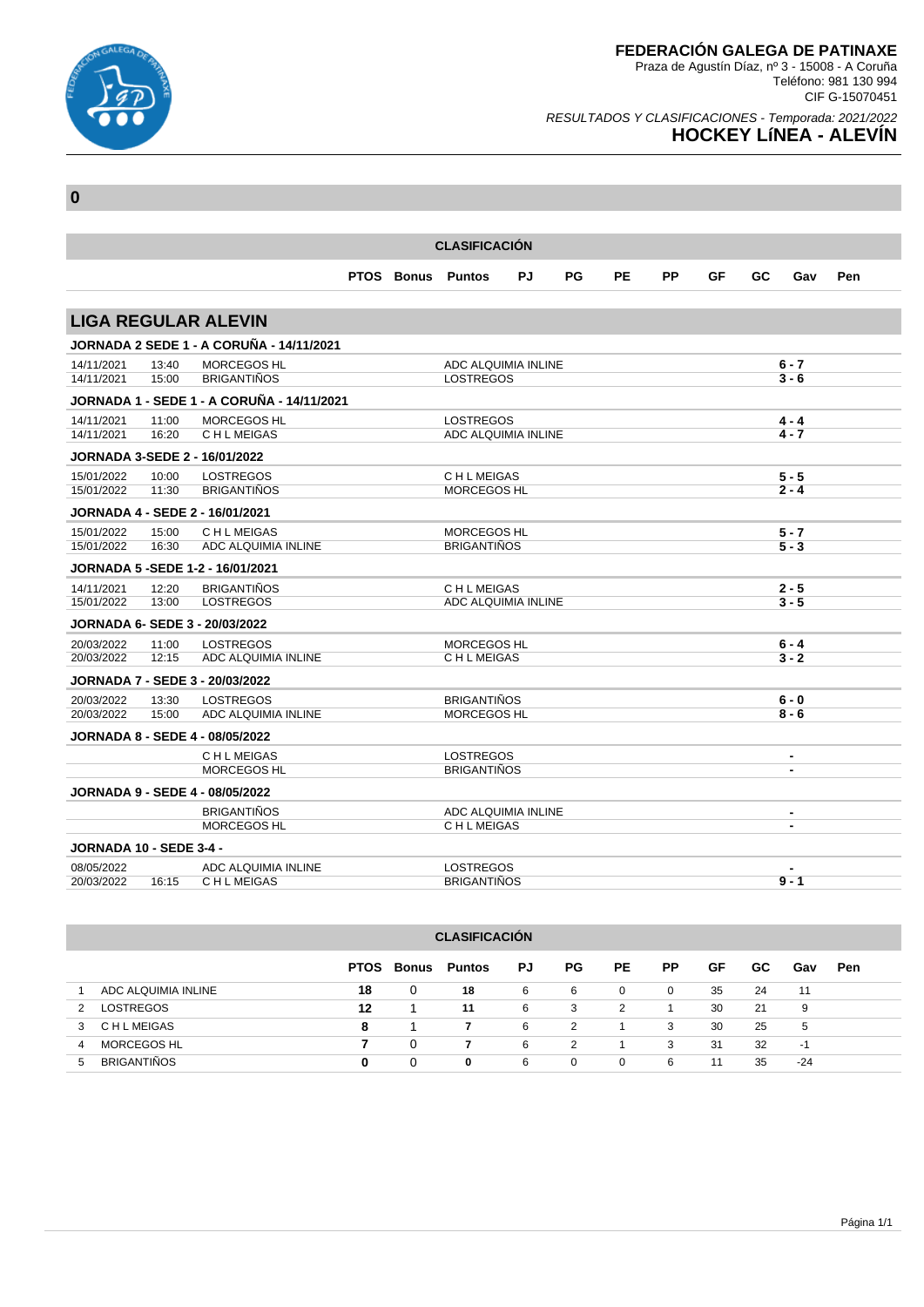# FEDERACIÓN GALEGA DE PATINAXE

Praza de Agustín Díaz, nº 3 - 15008 - A Coruña
Teléfono: 981 130 994
CIF G-15070451

*RESULTADOS Y CLASIFICACIONES - Temporada: 2021/2022*

## HOCKEY LíNEA - ALEVÍN

**0**

**CLASIFICACIÓN**

| | PTOS | Bonus | Puntos | PJ | PG | PE | PP | GF | GC | Gav | Pen |
|---|---|---|---|---|---|---|---|---|---|---|---|

## LIGA REGULAR ALEVIN

**JORNADA 2 SEDE 1 - A CORUÑA - 14/11/2021**

| Fecha | Hora | Local | Visitante | Resultado |
|---|---|---|---|---|
| 14/11/2021 | 13:40 | MORCEGOS HL | ADC ALQUIMIA INLINE | 6 - 7 |
| 14/11/2021 | 15:00 | BRIGANTIÑOS | LOSTREGOS | 3 - 6 |

**JORNADA 1 - SEDE 1 - A CORUÑA - 14/11/2021**

| Fecha | Hora | Local | Visitante | Resultado |
|---|---|---|---|---|
| 14/11/2021 | 11:00 | MORCEGOS HL | LOSTREGOS | 4 - 4 |
| 14/11/2021 | 16:20 | C H L MEIGAS | ADC ALQUIMIA INLINE | 4 - 7 |

**JORNADA 3-SEDE 2 - 16/01/2022**

| Fecha | Hora | Local | Visitante | Resultado |
|---|---|---|---|---|
| 15/01/2022 | 10:00 | LOSTREGOS | C H L MEIGAS | 5 - 5 |
| 15/01/2022 | 11:30 | BRIGANTIÑOS | MORCEGOS HL | 2 - 4 |

**JORNADA 4 - SEDE 2 - 16/01/2021**

| Fecha | Hora | Local | Visitante | Resultado |
|---|---|---|---|---|
| 15/01/2022 | 15:00 | C H L MEIGAS | MORCEGOS HL | 5 - 7 |
| 15/01/2022 | 16:30 | ADC ALQUIMIA INLINE | BRIGANTIÑOS | 5 - 3 |

**JORNADA 5 -SEDE 1-2 - 16/01/2021**

| Fecha | Hora | Local | Visitante | Resultado |
|---|---|---|---|---|
| 14/11/2021 | 12:20 | BRIGANTIÑOS | C H L MEIGAS | 2 - 5 |
| 15/01/2022 | 13:00 | LOSTREGOS | ADC ALQUIMIA INLINE | 3 - 5 |

**JORNADA 6- SEDE 3 - 20/03/2022**

| Fecha | Hora | Local | Visitante | Resultado |
|---|---|---|---|---|
| 20/03/2022 | 11:00 | LOSTREGOS | MORCEGOS HL | 6 - 4 |
| 20/03/2022 | 12:15 | ADC ALQUIMIA INLINE | C H L MEIGAS | 3 - 2 |

**JORNADA 7 - SEDE 3 - 20/03/2022**

| Fecha | Hora | Local | Visitante | Resultado |
|---|---|---|---|---|
| 20/03/2022 | 13:30 | LOSTREGOS | BRIGANTIÑOS | 6 - 0 |
| 20/03/2022 | 15:00 | ADC ALQUIMIA INLINE | MORCEGOS HL | 8 - 6 |

**JORNADA 8 - SEDE 4 - 08/05/2022**

| Fecha | Hora | Local | Visitante | Resultado |
|---|---|---|---|---|
| | | C H L MEIGAS | LOSTREGOS | - |
| | | MORCEGOS HL | BRIGANTIÑOS | - |

**JORNADA 9 - SEDE 4 - 08/05/2022**

| Fecha | Hora | Local | Visitante | Resultado |
|---|---|---|---|---|
| | | BRIGANTIÑOS | ADC ALQUIMIA INLINE | - |
| | | MORCEGOS HL | C H L MEIGAS | - |

**JORNADA 10 - SEDE 3-4 -**

| Fecha | Hora | Local | Visitante | Resultado |
|---|---|---|---|---|
| 08/05/2022 | | ADC ALQUIMIA INLINE | LOSTREGOS | - |
| 20/03/2022 | 16:15 | C H L MEIGAS | BRIGANTIÑOS | 9 - 1 |

**CLASIFICACIÓN**

| | | PTOS | Bonus | Puntos | PJ | PG | PE | PP | GF | GC | Gav | Pen |
|---|---|---|---|---|---|---|---|---|---|---|---|---|
| 1 | ADC ALQUIMIA INLINE | **18** | 0 | **18** | 6 | 6 | 0 | 0 | 35 | 24 | 11 | |
| 2 | LOSTREGOS | **12** | 1 | **11** | 6 | 3 | 2 | 1 | 30 | 21 | 9 | |
| 3 | C H L MEIGAS | **8** | 1 | **7** | 6 | 2 | 1 | 3 | 30 | 25 | 5 | |
| 4 | MORCEGOS HL | **7** | 0 | **7** | 6 | 2 | 1 | 3 | 31 | 32 | -1 | |
| 5 | BRIGANTIÑOS | **0** | 0 | **0** | 6 | 0 | 0 | 6 | 11 | 35 | -24 | |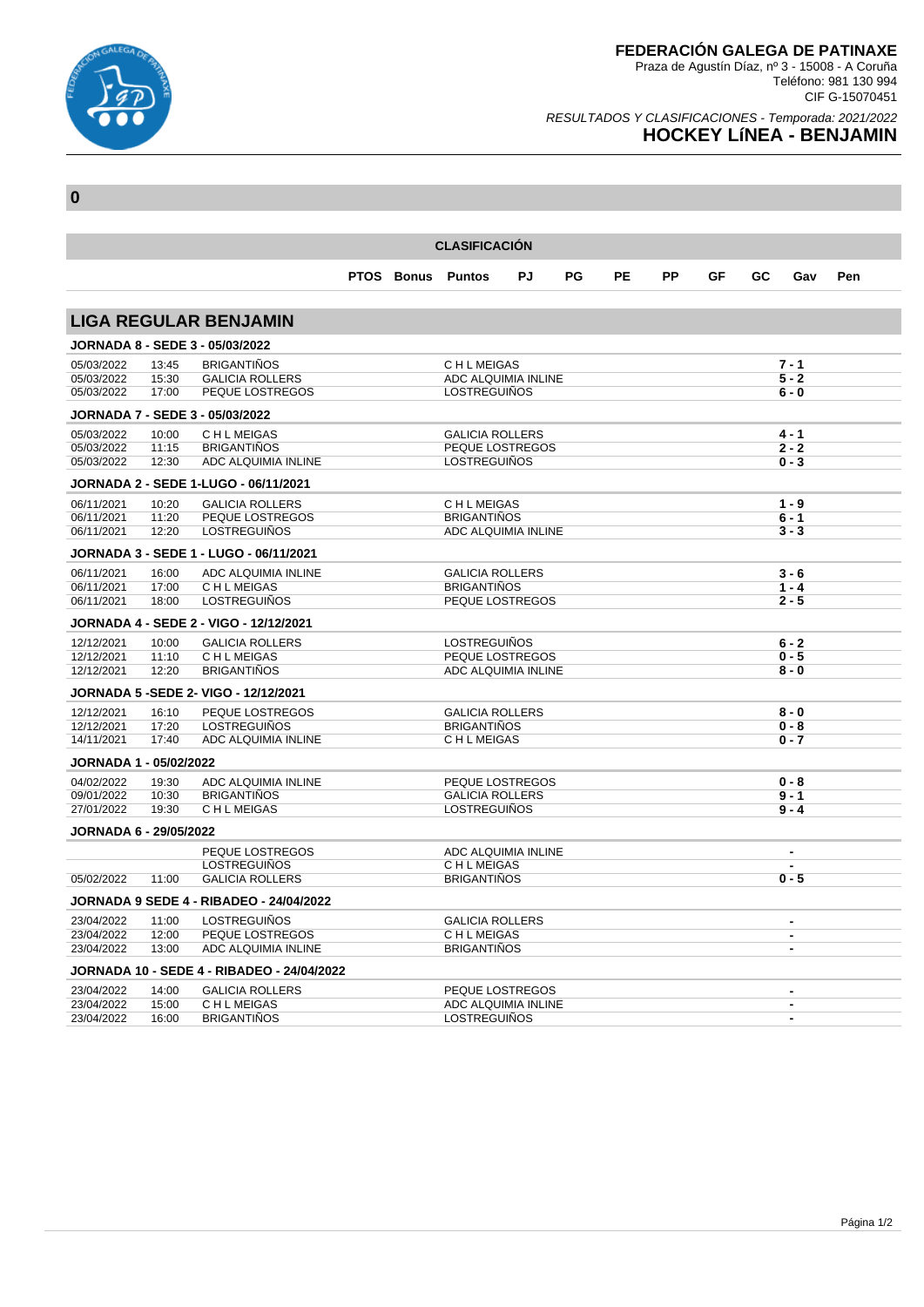# FEDERACIÓN GALEGA DE PATINAXE

Praza de Agustín Díaz, nº 3 - 15008 - A Coruña
Teléfono: 981 130 994
CIF G-15070451

*RESULTADOS Y CLASIFICACIONES - Temporada: 2021/2022*

## HOCKEY LíNEA - BENJAMIN

**0**

### CLASIFICACIÓN

| | PTOS | Bonus | Puntos | PJ | PG | PE | PP | GF | GC | Gav | Pen |
|---|---|---|---|---|---|---|---|---|---|---|---|

## LIGA REGULAR BENJAMIN

### JORNADA 8 - SEDE 3 - 05/03/2022

| Fecha | Hora | Local | Visitante | Resultado |
|---|---|---|---|---|
| 05/03/2022 | 13:45 | BRIGANTIÑOS | C H L MEIGAS | 7 - 1 |
| 05/03/2022 | 15:30 | GALICIA ROLLERS | ADC ALQUIMIA INLINE | 5 - 2 |
| 05/03/2022 | 17:00 | PEQUE LOSTREGOS | LOSTREGUIÑOS | 6 - 0 |

### JORNADA 7 - SEDE 3 - 05/03/2022

| Fecha | Hora | Local | Visitante | Resultado |
|---|---|---|---|---|
| 05/03/2022 | 10:00 | C H L MEIGAS | GALICIA ROLLERS | 4 - 1 |
| 05/03/2022 | 11:15 | BRIGANTIÑOS | PEQUE LOSTREGOS | 2 - 2 |
| 05/03/2022 | 12:30 | ADC ALQUIMIA INLINE | LOSTREGUIÑOS | 0 - 3 |

### JORNADA 2 - SEDE 1-LUGO - 06/11/2021

| Fecha | Hora | Local | Visitante | Resultado |
|---|---|---|---|---|
| 06/11/2021 | 10:20 | GALICIA ROLLERS | C H L MEIGAS | 1 - 9 |
| 06/11/2021 | 11:20 | PEQUE LOSTREGOS | BRIGANTIÑOS | 6 - 1 |
| 06/11/2021 | 12:20 | LOSTREGUIÑOS | ADC ALQUIMIA INLINE | 3 - 3 |

### JORNADA 3 - SEDE 1 - LUGO - 06/11/2021

| Fecha | Hora | Local | Visitante | Resultado |
|---|---|---|---|---|
| 06/11/2021 | 16:00 | ADC ALQUIMIA INLINE | GALICIA ROLLERS | 3 - 6 |
| 06/11/2021 | 17:00 | C H L MEIGAS | BRIGANTIÑOS | 1 - 4 |
| 06/11/2021 | 18:00 | LOSTREGUIÑOS | PEQUE LOSTREGOS | 2 - 5 |

### JORNADA 4 - SEDE 2 - VIGO - 12/12/2021

| Fecha | Hora | Local | Visitante | Resultado |
|---|---|---|---|---|
| 12/12/2021 | 10:00 | GALICIA ROLLERS | LOSTREGUIÑOS | 6 - 2 |
| 12/12/2021 | 11:10 | C H L MEIGAS | PEQUE LOSTREGOS | 0 - 5 |
| 12/12/2021 | 12:20 | BRIGANTIÑOS | ADC ALQUIMIA INLINE | 8 - 0 |

### JORNADA 5 -SEDE 2- VIGO - 12/12/2021

| Fecha | Hora | Local | Visitante | Resultado |
|---|---|---|---|---|
| 12/12/2021 | 16:10 | PEQUE LOSTREGOS | GALICIA ROLLERS | 8 - 0 |
| 12/12/2021 | 17:20 | LOSTREGUIÑOS | BRIGANTIÑOS | 0 - 8 |
| 14/11/2021 | 17:40 | ADC ALQUIMIA INLINE | C H L MEIGAS | 0 - 7 |

### JORNADA 1 - 05/02/2022

| Fecha | Hora | Local | Visitante | Resultado |
|---|---|---|---|---|
| 04/02/2022 | 19:30 | ADC ALQUIMIA INLINE | PEQUE LOSTREGOS | 0 - 8 |
| 09/01/2022 | 10:30 | BRIGANTIÑOS | GALICIA ROLLERS | 9 - 1 |
| 27/01/2022 | 19:30 | C H L MEIGAS | LOSTREGUIÑOS | 9 - 4 |

### JORNADA 6 - 29/05/2022

| Fecha | Hora | Local | Visitante | Resultado |
|---|---|---|---|---|
| | | PEQUE LOSTREGOS | ADC ALQUIMIA INLINE | - |
| | | LOSTREGUIÑOS | C H L MEIGAS | - |
| 05/02/2022 | 11:00 | GALICIA ROLLERS | BRIGANTIÑOS | 0 - 5 |

### JORNADA 9 SEDE 4 - RIBADEO - 24/04/2022

| Fecha | Hora | Local | Visitante | Resultado |
|---|---|---|---|---|
| 23/04/2022 | 11:00 | LOSTREGUIÑOS | GALICIA ROLLERS | - |
| 23/04/2022 | 12:00 | PEQUE LOSTREGOS | C H L MEIGAS | - |
| 23/04/2022 | 13:00 | ADC ALQUIMIA INLINE | BRIGANTIÑOS | - |

### JORNADA 10 - SEDE 4 - RIBADEO - 24/04/2022

| Fecha | Hora | Local | Visitante | Resultado |
|---|---|---|---|---|
| 23/04/2022 | 14:00 | GALICIA ROLLERS | PEQUE LOSTREGOS | - |
| 23/04/2022 | 15:00 | C H L MEIGAS | ADC ALQUIMIA INLINE | - |
| 23/04/2022 | 16:00 | BRIGANTIÑOS | LOSTREGUIÑOS | - |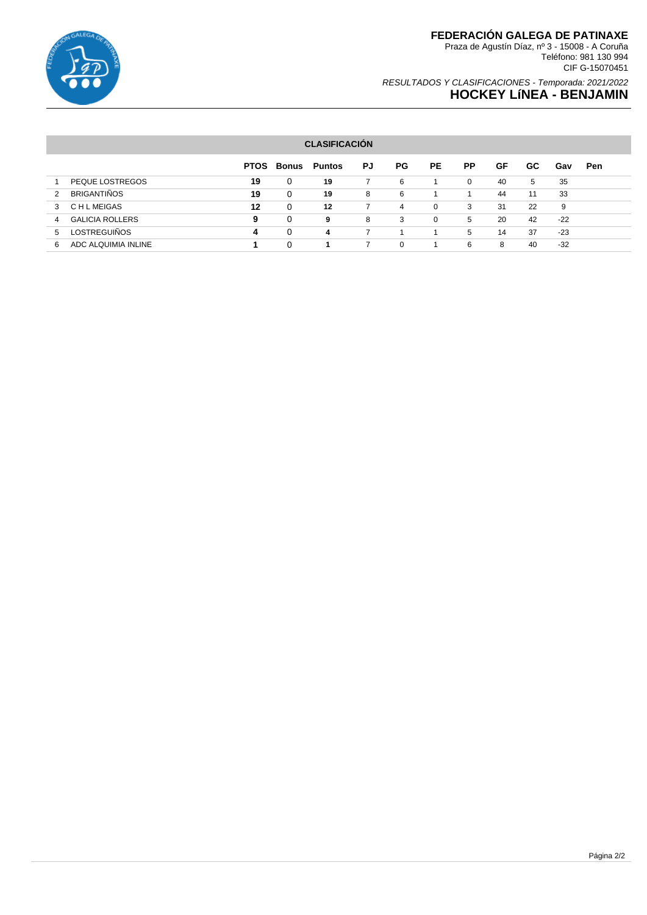# FEDERACIÓN GALEGA DE PATINAXE

Praza de Agustín Díaz, nº 3 - 15008 - A Coruña
Teléfono: 981 130 994
CIF G-15070451

*RESULTADOS Y CLASIFICACIONES - Temporada: 2021/2022*

## HOCKEY LíNEA - BENJAMIN

### CLASIFICACIÓN

| | | PTOS | Bonus | Puntos | PJ | PG | PE | PP | GF | GC | Gav | Pen |
|---|---|---|---|---|---|---|---|---|---|---|---|---|
| 1 | PEQUE LOSTREGOS | **19** | 0 | **19** | 7 | 6 | 1 | 0 | 40 | 5 | 35 | |
| 2 | BRIGANTIÑOS | **19** | 0 | **19** | 8 | 6 | 1 | 1 | 44 | 11 | 33 | |
| 3 | C H L MEIGAS | **12** | 0 | **12** | 7 | 4 | 0 | 3 | 31 | 22 | 9 | |
| 4 | GALICIA ROLLERS | **9** | 0 | **9** | 8 | 3 | 0 | 5 | 20 | 42 | -22 | |
| 5 | LOSTREGUIÑOS | **4** | 0 | **4** | 7 | 1 | 1 | 5 | 14 | 37 | -23 | |
| 6 | ADC ALQUIMIA INLINE | **1** | 0 | **1** | 7 | 0 | 1 | 6 | 8 | 40 | -32 | |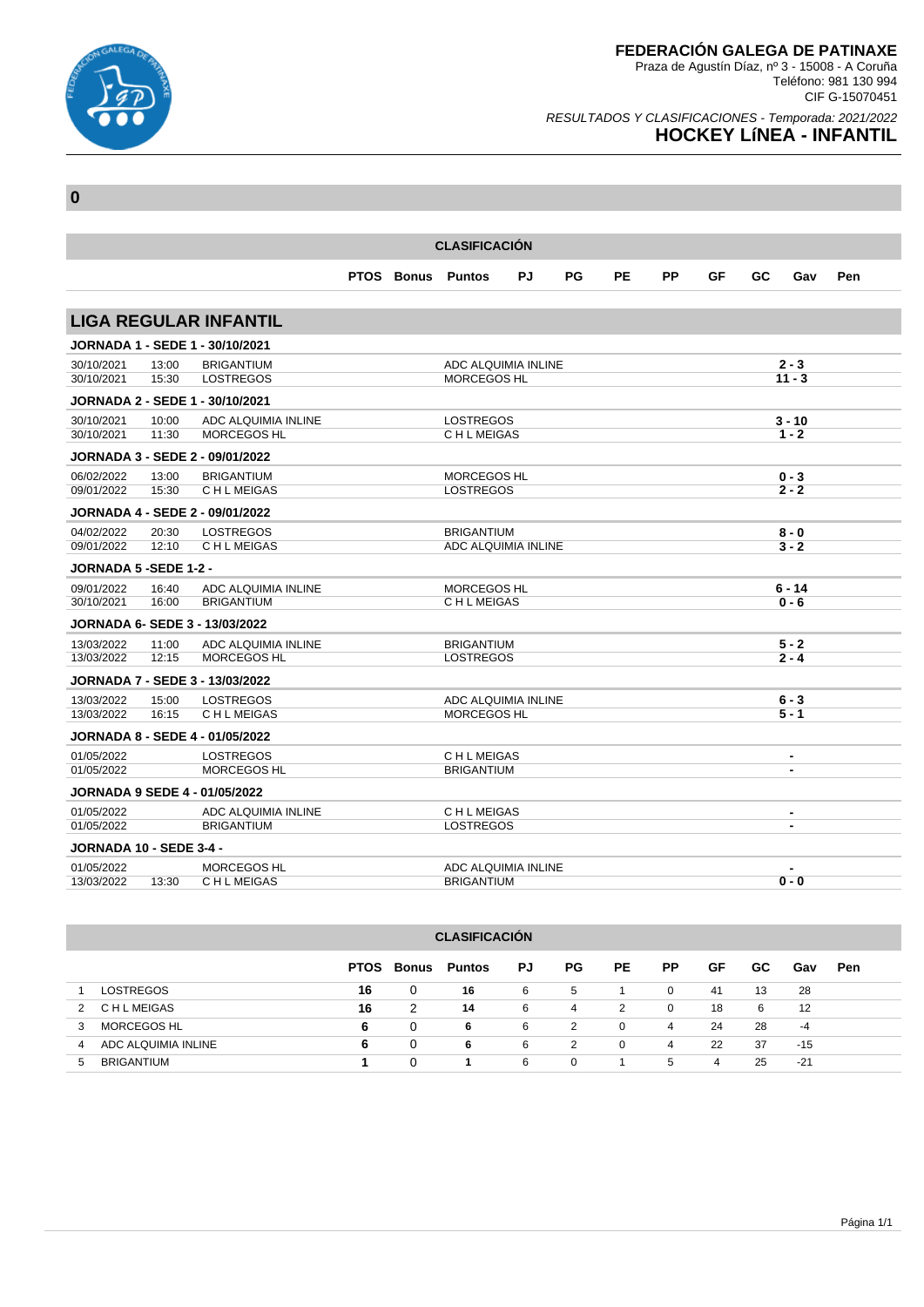# FEDERACIÓN GALEGA DE PATINAXE

Praza de Agustín Díaz, nº 3 - 15008 - A Coruña
Teléfono: 981 130 994
CIF G-15070451

*RESULTADOS Y CLASIFICACIONES - Temporada: 2021/2022*

## HOCKEY LíNEA - INFANTIL

**0**

**CLASIFICACIÓN**

| | | PTOS | Bonus | Puntos | PJ | PG | PE | PP | GF | GC | Gav | Pen |
|---|---|---|---|---|---|---|---|---|---|---|---|---|

## LIGA REGULAR INFANTIL

### JORNADA 1 - SEDE 1 - 30/10/2021

| Fecha | Hora | Local | Visitante | Resultado |
|---|---|---|---|---|
| 30/10/2021 | 13:00 | BRIGANTIUM | ADC ALQUIMIA INLINE | 2 - 3 |
| 30/10/2021 | 15:30 | LOSTREGOS | MORCEGOS HL | 11 - 3 |

### JORNADA 2 - SEDE 1 - 30/10/2021

| Fecha | Hora | Local | Visitante | Resultado |
|---|---|---|---|---|
| 30/10/2021 | 10:00 | ADC ALQUIMIA INLINE | LOSTREGOS | 3 - 10 |
| 30/10/2021 | 11:30 | MORCEGOS HL | C H L MEIGAS | 1 - 2 |

### JORNADA 3 - SEDE 2 - 09/01/2022

| Fecha | Hora | Local | Visitante | Resultado |
|---|---|---|---|---|
| 06/02/2022 | 13:00 | BRIGANTIUM | MORCEGOS HL | 0 - 3 |
| 09/01/2022 | 15:30 | C H L MEIGAS | LOSTREGOS | 2 - 2 |

### JORNADA 4 - SEDE 2 - 09/01/2022

| Fecha | Hora | Local | Visitante | Resultado |
|---|---|---|---|---|
| 04/02/2022 | 20:30 | LOSTREGOS | BRIGANTIUM | 8 - 0 |
| 09/01/2022 | 12:10 | C H L MEIGAS | ADC ALQUIMIA INLINE | 3 - 2 |

### JORNADA 5 -SEDE 1-2 -

| Fecha | Hora | Local | Visitante | Resultado |
|---|---|---|---|---|
| 09/01/2022 | 16:40 | ADC ALQUIMIA INLINE | MORCEGOS HL | 6 - 14 |
| 30/10/2021 | 16:00 | BRIGANTIUM | C H L MEIGAS | 0 - 6 |

### JORNADA 6- SEDE 3 - 13/03/2022

| Fecha | Hora | Local | Visitante | Resultado |
|---|---|---|---|---|
| 13/03/2022 | 11:00 | ADC ALQUIMIA INLINE | BRIGANTIUM | 5 - 2 |
| 13/03/2022 | 12:15 | MORCEGOS HL | LOSTREGOS | 2 - 4 |

### JORNADA 7 - SEDE 3 - 13/03/2022

| Fecha | Hora | Local | Visitante | Resultado |
|---|---|---|---|---|
| 13/03/2022 | 15:00 | LOSTREGOS | ADC ALQUIMIA INLINE | 6 - 3 |
| 13/03/2022 | 16:15 | C H L MEIGAS | MORCEGOS HL | 5 - 1 |

### JORNADA 8 - SEDE 4 - 01/05/2022

| Fecha | Hora | Local | Visitante | Resultado |
|---|---|---|---|---|
| 01/05/2022 | | LOSTREGOS | C H L MEIGAS | - |
| 01/05/2022 | | MORCEGOS HL | BRIGANTIUM | - |

### JORNADA 9 SEDE 4 - 01/05/2022

| Fecha | Hora | Local | Visitante | Resultado |
|---|---|---|---|---|
| 01/05/2022 | | ADC ALQUIMIA INLINE | C H L MEIGAS | - |
| 01/05/2022 | | BRIGANTIUM | LOSTREGOS | - |

### JORNADA 10 - SEDE 3-4 -

| Fecha | Hora | Local | Visitante | Resultado |
|---|---|---|---|---|
| 01/05/2022 | | MORCEGOS HL | ADC ALQUIMIA INLINE | - |
| 13/03/2022 | 13:30 | C H L MEIGAS | BRIGANTIUM | 0 - 0 |

**CLASIFICACIÓN**

| | | PTOS | Bonus | Puntos | PJ | PG | PE | PP | GF | GC | Gav | Pen |
|---|---|---|---|---|---|---|---|---|---|---|---|---|
| 1 | LOSTREGOS | 16 | 0 | 16 | 6 | 5 | 1 | 0 | 41 | 13 | 28 | |
| 2 | C H L MEIGAS | 16 | 2 | 14 | 6 | 4 | 2 | 0 | 18 | 6 | 12 | |
| 3 | MORCEGOS HL | 6 | 0 | 6 | 6 | 2 | 0 | 4 | 24 | 28 | -4 | |
| 4 | ADC ALQUIMIA INLINE | 6 | 0 | 6 | 6 | 2 | 0 | 4 | 22 | 37 | -15 | |
| 5 | BRIGANTIUM | 1 | 0 | 1 | 6 | 0 | 1 | 5 | 4 | 25 | -21 | |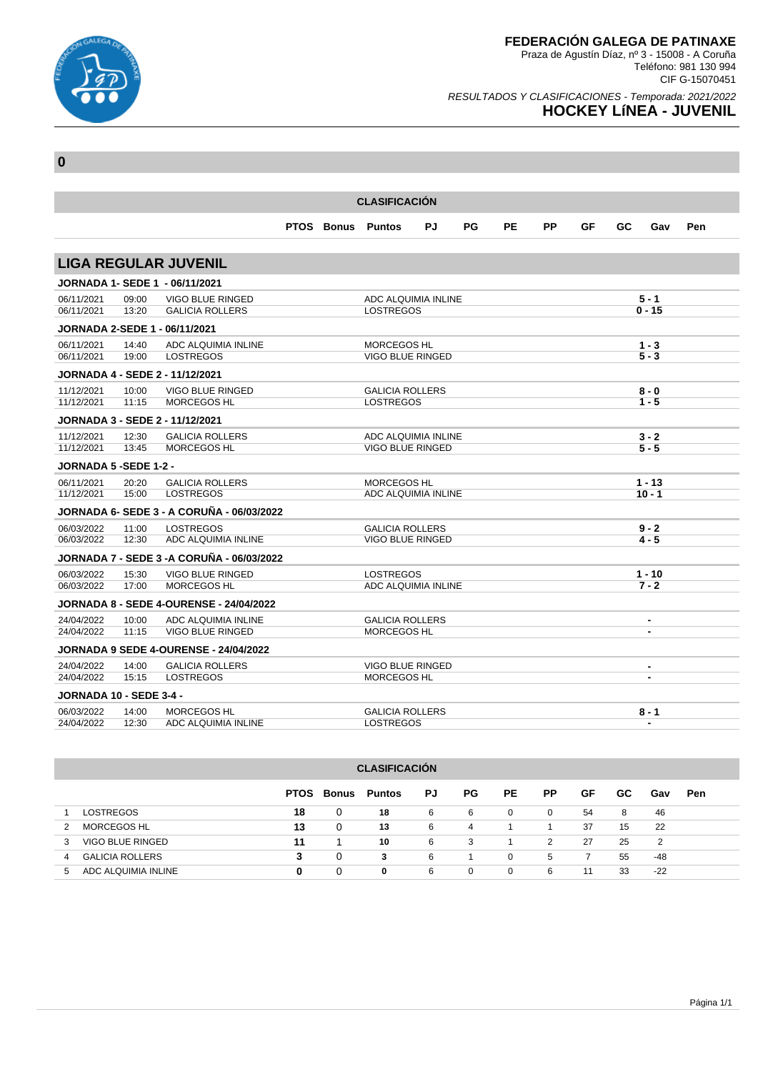# FEDERACIÓN GALEGA DE PATINAXE

Praza de Agustín Díaz, nº 3 - 15008 - A Coruña
Teléfono: 981 130 994
CIF G-15070451

*RESULTADOS Y CLASIFICACIONES - Temporada: 2021/2022*

## HOCKEY LíNEA - JUVENIL

**0**

## LIGA REGULAR JUVENIL

### JORNADA 1- SEDE 1 - 06/11/2021

| Fecha | Hora | Local | Visitante | Resultado |
|---|---|---|---|---|
| 06/11/2021 | 09:00 | VIGO BLUE RINGED | ADC ALQUIMIA INLINE | 5 - 1 |
| 06/11/2021 | 13:20 | GALICIA ROLLERS | LOSTREGOS | 0 - 15 |

### JORNADA 2-SEDE 1 - 06/11/2021

| Fecha | Hora | Local | Visitante | Resultado |
|---|---|---|---|---|
| 06/11/2021 | 14:40 | ADC ALQUIMIA INLINE | MORCEGOS HL | 1 - 3 |
| 06/11/2021 | 19:00 | LOSTREGOS | VIGO BLUE RINGED | 5 - 3 |

### JORNADA 4 - SEDE 2 - 11/12/2021

| Fecha | Hora | Local | Visitante | Resultado |
|---|---|---|---|---|
| 11/12/2021 | 10:00 | VIGO BLUE RINGED | GALICIA ROLLERS | 8 - 0 |
| 11/12/2021 | 11:15 | MORCEGOS HL | LOSTREGOS | 1 - 5 |

### JORNADA 3 - SEDE 2 - 11/12/2021

| Fecha | Hora | Local | Visitante | Resultado |
|---|---|---|---|---|
| 11/12/2021 | 12:30 | GALICIA ROLLERS | ADC ALQUIMIA INLINE | 3 - 2 |
| 11/12/2021 | 13:45 | MORCEGOS HL | VIGO BLUE RINGED | 5 - 5 |

### JORNADA 5 -SEDE 1-2 -

| Fecha | Hora | Local | Visitante | Resultado |
|---|---|---|---|---|
| 06/11/2021 | 20:20 | GALICIA ROLLERS | MORCEGOS HL | 1 - 13 |
| 11/12/2021 | 15:00 | LOSTREGOS | ADC ALQUIMIA INLINE | 10 - 1 |

### JORNADA 6- SEDE 3 - A CORUÑA - 06/03/2022

| Fecha | Hora | Local | Visitante | Resultado |
|---|---|---|---|---|
| 06/03/2022 | 11:00 | LOSTREGOS | GALICIA ROLLERS | 9 - 2 |
| 06/03/2022 | 12:30 | ADC ALQUIMIA INLINE | VIGO BLUE RINGED | 4 - 5 |

### JORNADA 7 - SEDE 3 -A CORUÑA - 06/03/2022

| Fecha | Hora | Local | Visitante | Resultado |
|---|---|---|---|---|
| 06/03/2022 | 15:30 | VIGO BLUE RINGED | LOSTREGOS | 1 - 10 |
| 06/03/2022 | 17:00 | MORCEGOS HL | ADC ALQUIMIA INLINE | 7 - 2 |

### JORNADA 8 - SEDE 4-OURENSE - 24/04/2022

| Fecha | Hora | Local | Visitante | Resultado |
|---|---|---|---|---|
| 24/04/2022 | 10:00 | ADC ALQUIMIA INLINE | GALICIA ROLLERS | - |
| 24/04/2022 | 11:15 | VIGO BLUE RINGED | MORCEGOS HL | - |

### JORNADA 9 SEDE 4-OURENSE - 24/04/2022

| Fecha | Hora | Local | Visitante | Resultado |
|---|---|---|---|---|
| 24/04/2022 | 14:00 | GALICIA ROLLERS | VIGO BLUE RINGED | - |
| 24/04/2022 | 15:15 | LOSTREGOS | MORCEGOS HL | - |

### JORNADA 10 - SEDE 3-4 -

| Fecha | Hora | Local | Visitante | Resultado |
|---|---|---|---|---|
| 06/03/2022 | 14:00 | MORCEGOS HL | GALICIA ROLLERS | 8 - 1 |
| 24/04/2022 | 12:30 | ADC ALQUIMIA INLINE | LOSTREGOS | - |

## CLASIFICACIÓN

| | | PTOS | Bonus | Puntos | PJ | PG | PE | PP | GF | GC | Gav | Pen |
|---|---|---|---|---|---|---|---|---|---|---|---|---|
| 1 | LOSTREGOS | 18 | 0 | 18 | 6 | 6 | 0 | 0 | 54 | 8 | 46 | |
| 2 | MORCEGOS HL | 13 | 0 | 13 | 6 | 4 | 1 | 1 | 37 | 15 | 22 | |
| 3 | VIGO BLUE RINGED | 11 | 1 | 10 | 6 | 3 | 1 | 2 | 27 | 25 | 2 | |
| 4 | GALICIA ROLLERS | 3 | 0 | 3 | 6 | 1 | 0 | 5 | 7 | 55 | -48 | |
| 5 | ADC ALQUIMIA INLINE | 0 | 0 | 0 | 6 | 0 | 0 | 6 | 11 | 33 | -22 | |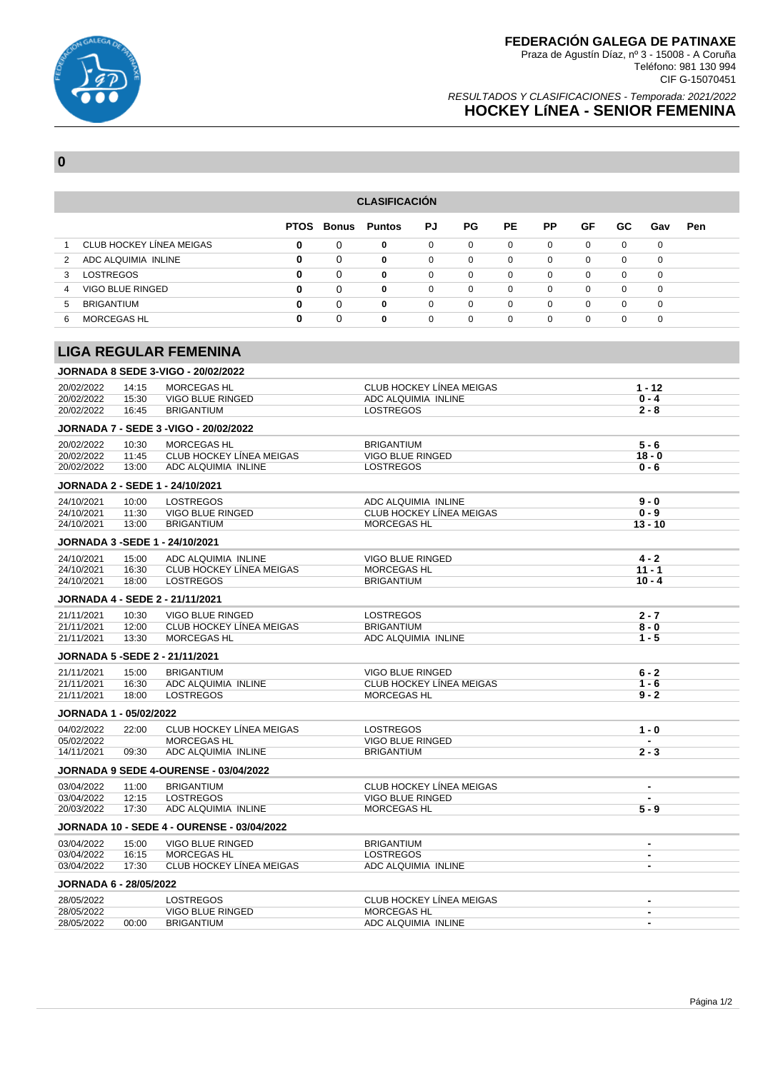# FEDERACIÓN GALEGA DE PATINAXE

Praza de Agustín Díaz, nº 3 - 15008 - A Coruña
Teléfono: 981 130 994
CIF G-15070451

*RESULTADOS Y CLASIFICACIONES - Temporada: 2021/2022*

## HOCKEY LíNEA - SENIOR FEMENINA

**0**

### CLASIFICACIÓN

| | | PTOS | Bonus | Puntos | PJ | PG | PE | PP | GF | GC | Gav | Pen |
|---|---|---|---|---|---|---|---|---|---|---|---|---|
| 1 | CLUB HOCKEY LÍNEA MEIGAS | **0** | 0 | **0** | 0 | 0 | 0 | 0 | 0 | 0 | 0 | |
| 2 | ADC ALQUIMIA INLINE | **0** | 0 | **0** | 0 | 0 | 0 | 0 | 0 | 0 | 0 | |
| 3 | LOSTREGOS | **0** | 0 | **0** | 0 | 0 | 0 | 0 | 0 | 0 | 0 | |
| 4 | VIGO BLUE RINGED | **0** | 0 | **0** | 0 | 0 | 0 | 0 | 0 | 0 | 0 | |
| 5 | BRIGANTIUM | **0** | 0 | **0** | 0 | 0 | 0 | 0 | 0 | 0 | 0 | |
| 6 | MORCEGAS HL | **0** | 0 | **0** | 0 | 0 | 0 | 0 | 0 | 0 | 0 | |

## LIGA REGULAR FEMENINA

**JORNADA 8 SEDE 3-VIGO - 20/02/2022**

| Fecha | Hora | Local | Visitante | Resultado |
|---|---|---|---|---|
| 20/02/2022 | 14:15 | MORCEGAS HL | CLUB HOCKEY LÍNEA MEIGAS | **1 - 12** |
| 20/02/2022 | 15:30 | VIGO BLUE RINGED | ADC ALQUIMIA INLINE | **0 - 4** |
| 20/02/2022 | 16:45 | BRIGANTIUM | LOSTREGOS | **2 - 8** |

**JORNADA 7 - SEDE 3 -VIGO - 20/02/2022**

| Fecha | Hora | Local | Visitante | Resultado |
|---|---|---|---|---|
| 20/02/2022 | 10:30 | MORCEGAS HL | BRIGANTIUM | **5 - 6** |
| 20/02/2022 | 11:45 | CLUB HOCKEY LÍNEA MEIGAS | VIGO BLUE RINGED | **18 - 0** |
| 20/02/2022 | 13:00 | ADC ALQUIMIA INLINE | LOSTREGOS | **0 - 6** |

**JORNADA 2 - SEDE 1 - 24/10/2021**

| Fecha | Hora | Local | Visitante | Resultado |
|---|---|---|---|---|
| 24/10/2021 | 10:00 | LOSTREGOS | ADC ALQUIMIA INLINE | **9 - 0** |
| 24/10/2021 | 11:30 | VIGO BLUE RINGED | CLUB HOCKEY LÍNEA MEIGAS | **0 - 9** |
| 24/10/2021 | 13:00 | BRIGANTIUM | MORCEGAS HL | **13 - 10** |

**JORNADA 3 -SEDE 1 - 24/10/2021**

| Fecha | Hora | Local | Visitante | Resultado |
|---|---|---|---|---|
| 24/10/2021 | 15:00 | ADC ALQUIMIA INLINE | VIGO BLUE RINGED | **4 - 2** |
| 24/10/2021 | 16:30 | CLUB HOCKEY LÍNEA MEIGAS | MORCEGAS HL | **11 - 1** |
| 24/10/2021 | 18:00 | LOSTREGOS | BRIGANTIUM | **10 - 4** |

**JORNADA 4 - SEDE 2 - 21/11/2021**

| Fecha | Hora | Local | Visitante | Resultado |
|---|---|---|---|---|
| 21/11/2021 | 10:30 | VIGO BLUE RINGED | LOSTREGOS | **2 - 7** |
| 21/11/2021 | 12:00 | CLUB HOCKEY LÍNEA MEIGAS | BRIGANTIUM | **8 - 0** |
| 21/11/2021 | 13:30 | MORCEGAS HL | ADC ALQUIMIA INLINE | **1 - 5** |

**JORNADA 5 -SEDE 2 - 21/11/2021**

| Fecha | Hora | Local | Visitante | Resultado |
|---|---|---|---|---|
| 21/11/2021 | 15:00 | BRIGANTIUM | VIGO BLUE RINGED | **6 - 2** |
| 21/11/2021 | 16:30 | ADC ALQUIMIA INLINE | CLUB HOCKEY LÍNEA MEIGAS | **1 - 6** |
| 21/11/2021 | 18:00 | LOSTREGOS | MORCEGAS HL | **9 - 2** |

**JORNADA 1 - 05/02/2022**

| Fecha | Hora | Local | Visitante | Resultado |
|---|---|---|---|---|
| 04/02/2022 | 22:00 | CLUB HOCKEY LÍNEA MEIGAS | LOSTREGOS | **1 - 0** |
| 05/02/2022 | | MORCEGAS HL | VIGO BLUE RINGED | **-** |
| 14/11/2021 | 09:30 | ADC ALQUIMIA INLINE | BRIGANTIUM | **2 - 3** |

**JORNADA 9 SEDE 4-OURENSE - 03/04/2022**

| Fecha | Hora | Local | Visitante | Resultado |
|---|---|---|---|---|
| 03/04/2022 | 11:00 | BRIGANTIUM | CLUB HOCKEY LÍNEA MEIGAS | **-** |
| 03/04/2022 | 12:15 | LOSTREGOS | VIGO BLUE RINGED | **-** |
| 20/03/2022 | 17:30 | ADC ALQUIMIA INLINE | MORCEGAS HL | **5 - 9** |

**JORNADA 10 - SEDE 4 - OURENSE - 03/04/2022**

| Fecha | Hora | Local | Visitante | Resultado |
|---|---|---|---|---|
| 03/04/2022 | 15:00 | VIGO BLUE RINGED | BRIGANTIUM | **-** |
| 03/04/2022 | 16:15 | MORCEGAS HL | LOSTREGOS | **-** |
| 03/04/2022 | 17:30 | CLUB HOCKEY LÍNEA MEIGAS | ADC ALQUIMIA INLINE | **-** |

**JORNADA 6 - 28/05/2022**

| Fecha | Hora | Local | Visitante | Resultado |
|---|---|---|---|---|
| 28/05/2022 | | LOSTREGOS | CLUB HOCKEY LÍNEA MEIGAS | **-** |
| 28/05/2022 | | VIGO BLUE RINGED | MORCEGAS HL | **-** |
| 28/05/2022 | 00:00 | BRIGANTIUM | ADC ALQUIMIA INLINE | **-** |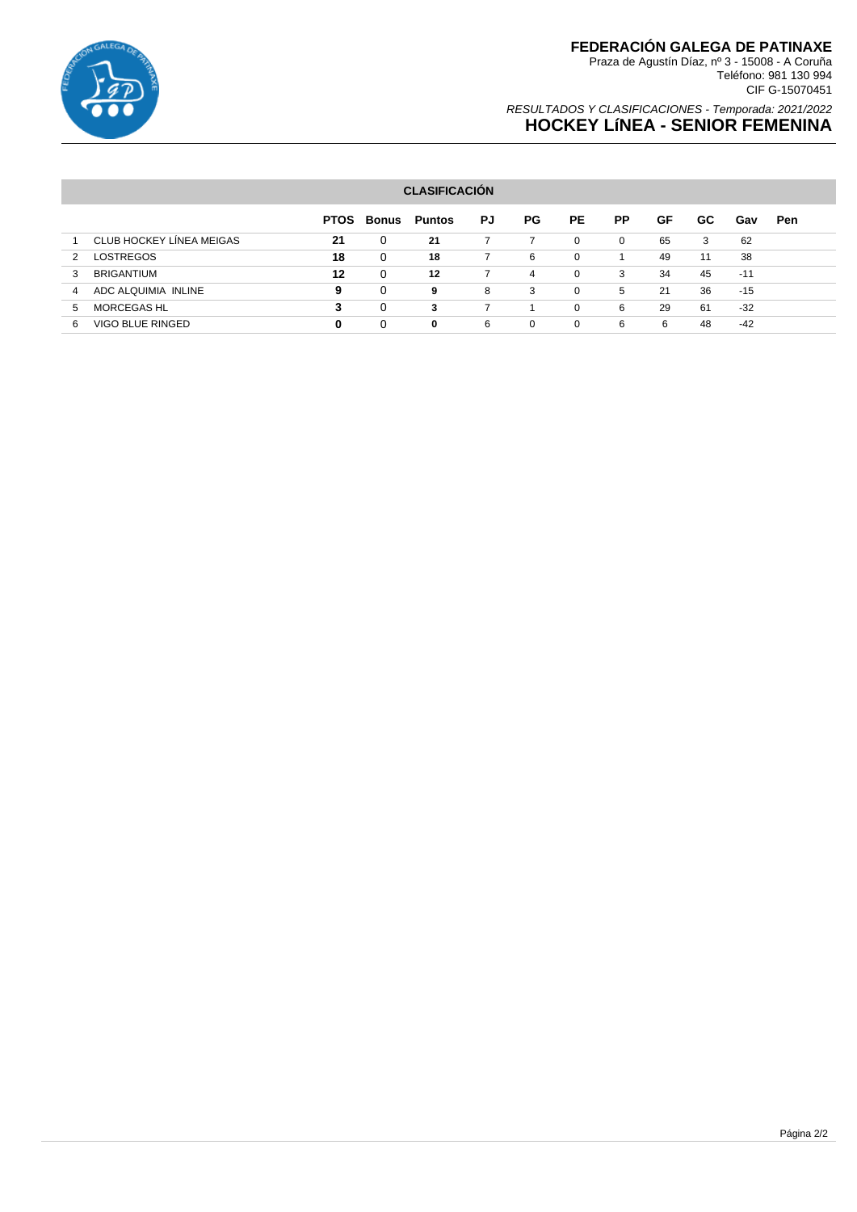# FEDERACIÓN GALEGA DE PATINAXE

Praza de Agustín Díaz, nº 3 - 15008 - A Coruña
Teléfono: 981 130 994
CIF G-15070451

*RESULTADOS Y CLASIFICACIONES - Temporada: 2021/2022*

## HOCKEY LíNEA - SENIOR FEMENINA

### CLASIFICACIÓN

| | | PTOS | Bonus | Puntos | PJ | PG | PE | PP | GF | GC | Gav | Pen |
|---|---|---|---|---|---|---|---|---|---|---|---|---|
| 1 | CLUB HOCKEY LÍNEA MEIGAS | **21** | 0 | **21** | 7 | 7 | 0 | 0 | 65 | 3 | 62 | |
| 2 | LOSTREGOS | **18** | 0 | **18** | 7 | 6 | 0 | 1 | 49 | 11 | 38 | |
| 3 | BRIGANTIUM | **12** | 0 | **12** | 7 | 4 | 0 | 3 | 34 | 45 | -11 | |
| 4 | ADC ALQUIMIA INLINE | **9** | 0 | **9** | 8 | 3 | 0 | 5 | 21 | 36 | -15 | |
| 5 | MORCEGAS HL | **3** | 0 | **3** | 7 | 1 | 0 | 6 | 29 | 61 | -32 | |
| 6 | VIGO BLUE RINGED | **0** | 0 | **0** | 6 | 0 | 0 | 6 | 6 | 48 | -42 | |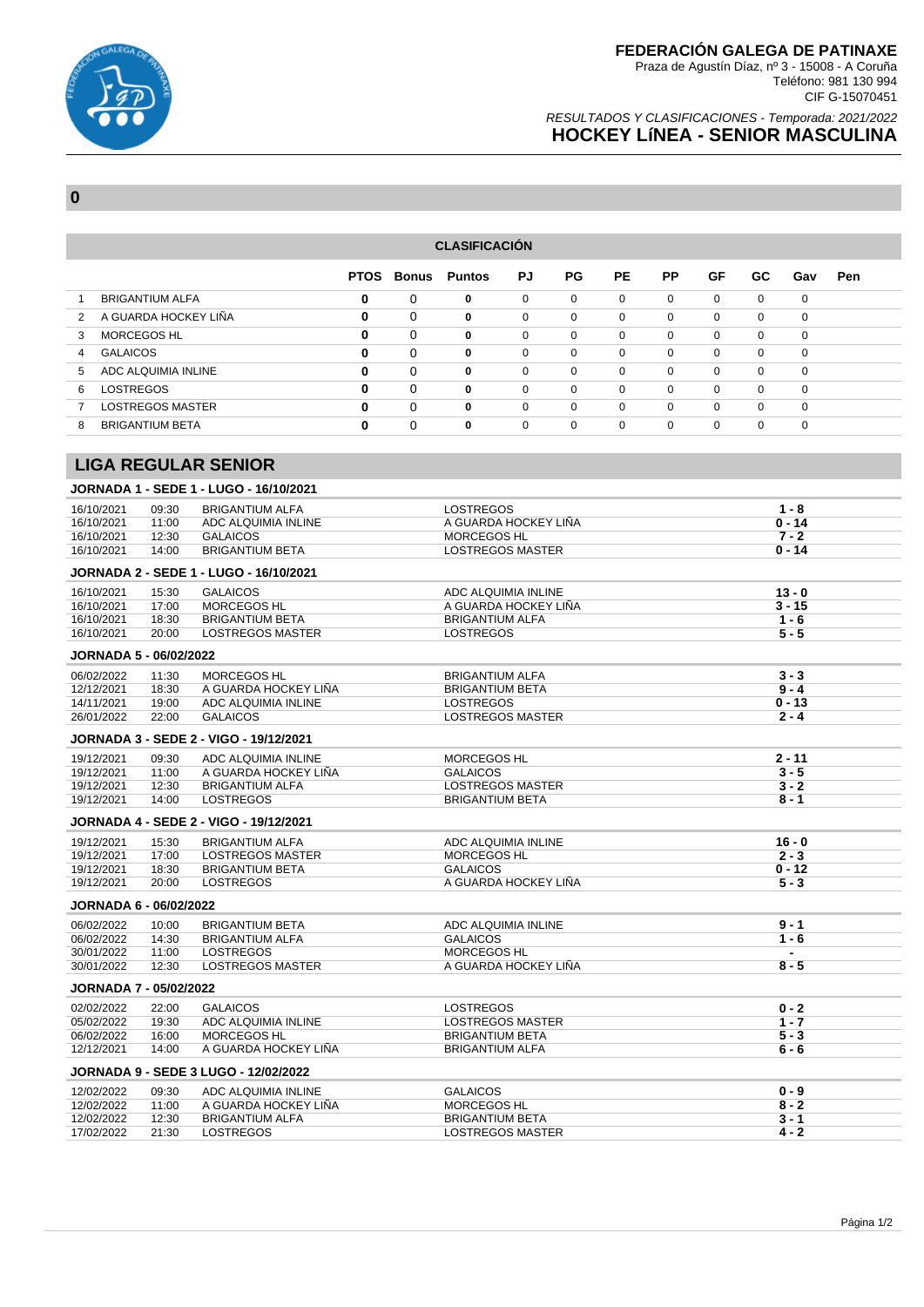# FEDERACIÓN GALEGA DE PATINAXE

Praza de Agustín Díaz, nº 3 - 15008 - A Coruña
Teléfono: 981 130 994
CIF G-15070451

*RESULTADOS Y CLASIFICACIONES - Temporada: 2021/2022*

## HOCKEY LíNEA - SENIOR MASCULINA

**0**

### CLASIFICACIÓN

| | | PTOS | Bonus | Puntos | PJ | PG | PE | PP | GF | GC | Gav | Pen |
|---|---|---|---|---|---|---|---|---|---|---|---|---|
| 1 | BRIGANTIUM ALFA | 0 | 0 | 0 | 0 | 0 | 0 | 0 | 0 | 0 | 0 | |
| 2 | A GUARDA HOCKEY LIÑA | 0 | 0 | 0 | 0 | 0 | 0 | 0 | 0 | 0 | 0 | |
| 3 | MORCEGOS HL | 0 | 0 | 0 | 0 | 0 | 0 | 0 | 0 | 0 | 0 | |
| 4 | GALAICOS | 0 | 0 | 0 | 0 | 0 | 0 | 0 | 0 | 0 | 0 | |
| 5 | ADC ALQUIMIA INLINE | 0 | 0 | 0 | 0 | 0 | 0 | 0 | 0 | 0 | 0 | |
| 6 | LOSTREGOS | 0 | 0 | 0 | 0 | 0 | 0 | 0 | 0 | 0 | 0 | |
| 7 | LOSTREGOS MASTER | 0 | 0 | 0 | 0 | 0 | 0 | 0 | 0 | 0 | 0 | |
| 8 | BRIGANTIUM BETA | 0 | 0 | 0 | 0 | 0 | 0 | 0 | 0 | 0 | 0 | |

## LIGA REGULAR SENIOR

### JORNADA 1 - SEDE 1 - LUGO - 16/10/2021

| Fecha | Hora | Local | Visitante | Resultado |
|---|---|---|---|---|
| 16/10/2021 | 09:30 | BRIGANTIUM ALFA | LOSTREGOS | 1 - 8 |
| 16/10/2021 | 11:00 | ADC ALQUIMIA INLINE | A GUARDA HOCKEY LIÑA | 0 - 14 |
| 16/10/2021 | 12:30 | GALAICOS | MORCEGOS HL | 7 - 2 |
| 16/10/2021 | 14:00 | BRIGANTIUM BETA | LOSTREGOS MASTER | 0 - 14 |

### JORNADA 2 - SEDE 1 - LUGO - 16/10/2021

| Fecha | Hora | Local | Visitante | Resultado |
|---|---|---|---|---|
| 16/10/2021 | 15:30 | GALAICOS | ADC ALQUIMIA INLINE | 13 - 0 |
| 16/10/2021 | 17:00 | MORCEGOS HL | A GUARDA HOCKEY LIÑA | 3 - 15 |
| 16/10/2021 | 18:30 | BRIGANTIUM BETA | BRIGANTIUM ALFA | 1 - 6 |
| 16/10/2021 | 20:00 | LOSTREGOS MASTER | LOSTREGOS | 5 - 5 |

### JORNADA 5 - 06/02/2022

| Fecha | Hora | Local | Visitante | Resultado |
|---|---|---|---|---|
| 06/02/2022 | 11:30 | MORCEGOS HL | BRIGANTIUM ALFA | 3 - 3 |
| 12/12/2021 | 18:30 | A GUARDA HOCKEY LIÑA | BRIGANTIUM BETA | 9 - 4 |
| 14/11/2021 | 19:00 | ADC ALQUIMIA INLINE | LOSTREGOS | 0 - 13 |
| 26/01/2022 | 22:00 | GALAICOS | LOSTREGOS MASTER | 2 - 4 |

### JORNADA 3 - SEDE 2 - VIGO - 19/12/2021

| Fecha | Hora | Local | Visitante | Resultado |
|---|---|---|---|---|
| 19/12/2021 | 09:30 | ADC ALQUIMIA INLINE | MORCEGOS HL | 2 - 11 |
| 19/12/2021 | 11:00 | A GUARDA HOCKEY LIÑA | GALAICOS | 3 - 5 |
| 19/12/2021 | 12:30 | BRIGANTIUM ALFA | LOSTREGOS MASTER | 3 - 2 |
| 19/12/2021 | 14:00 | LOSTREGOS | BRIGANTIUM BETA | 8 - 1 |

### JORNADA 4 - SEDE 2 - VIGO - 19/12/2021

| Fecha | Hora | Local | Visitante | Resultado |
|---|---|---|---|---|
| 19/12/2021 | 15:30 | BRIGANTIUM ALFA | ADC ALQUIMIA INLINE | 16 - 0 |
| 19/12/2021 | 17:00 | LOSTREGOS MASTER | MORCEGOS HL | 2 - 3 |
| 19/12/2021 | 18:30 | BRIGANTIUM BETA | GALAICOS | 0 - 12 |
| 19/12/2021 | 20:00 | LOSTREGOS | A GUARDA HOCKEY LIÑA | 5 - 3 |

### JORNADA 6 - 06/02/2022

| Fecha | Hora | Local | Visitante | Resultado |
|---|---|---|---|---|
| 06/02/2022 | 10:00 | BRIGANTIUM BETA | ADC ALQUIMIA INLINE | 9 - 1 |
| 06/02/2022 | 14:30 | BRIGANTIUM ALFA | GALAICOS | 1 - 6 |
| 30/01/2022 | 11:00 | LOSTREGOS | MORCEGOS HL | - |
| 30/01/2022 | 12:30 | LOSTREGOS MASTER | A GUARDA HOCKEY LIÑA | 8 - 5 |

### JORNADA 7 - 05/02/2022

| Fecha | Hora | Local | Visitante | Resultado |
|---|---|---|---|---|
| 02/02/2022 | 22:00 | GALAICOS | LOSTREGOS | 0 - 2 |
| 05/02/2022 | 19:30 | ADC ALQUIMIA INLINE | LOSTREGOS MASTER | 1 - 7 |
| 06/02/2022 | 16:00 | MORCEGOS HL | BRIGANTIUM BETA | 5 - 3 |
| 12/12/2021 | 14:00 | A GUARDA HOCKEY LIÑA | BRIGANTIUM ALFA | 6 - 6 |

### JORNADA 9 - SEDE 3 LUGO - 12/02/2022

| Fecha | Hora | Local | Visitante | Resultado |
|---|---|---|---|---|
| 12/02/2022 | 09:30 | ADC ALQUIMIA INLINE | GALAICOS | 0 - 9 |
| 12/02/2022 | 11:00 | A GUARDA HOCKEY LIÑA | MORCEGOS HL | 8 - 2 |
| 12/02/2022 | 12:30 | BRIGANTIUM ALFA | BRIGANTIUM BETA | 3 - 1 |
| 17/02/2022 | 21:30 | LOSTREGOS | LOSTREGOS MASTER | 4 - 2 |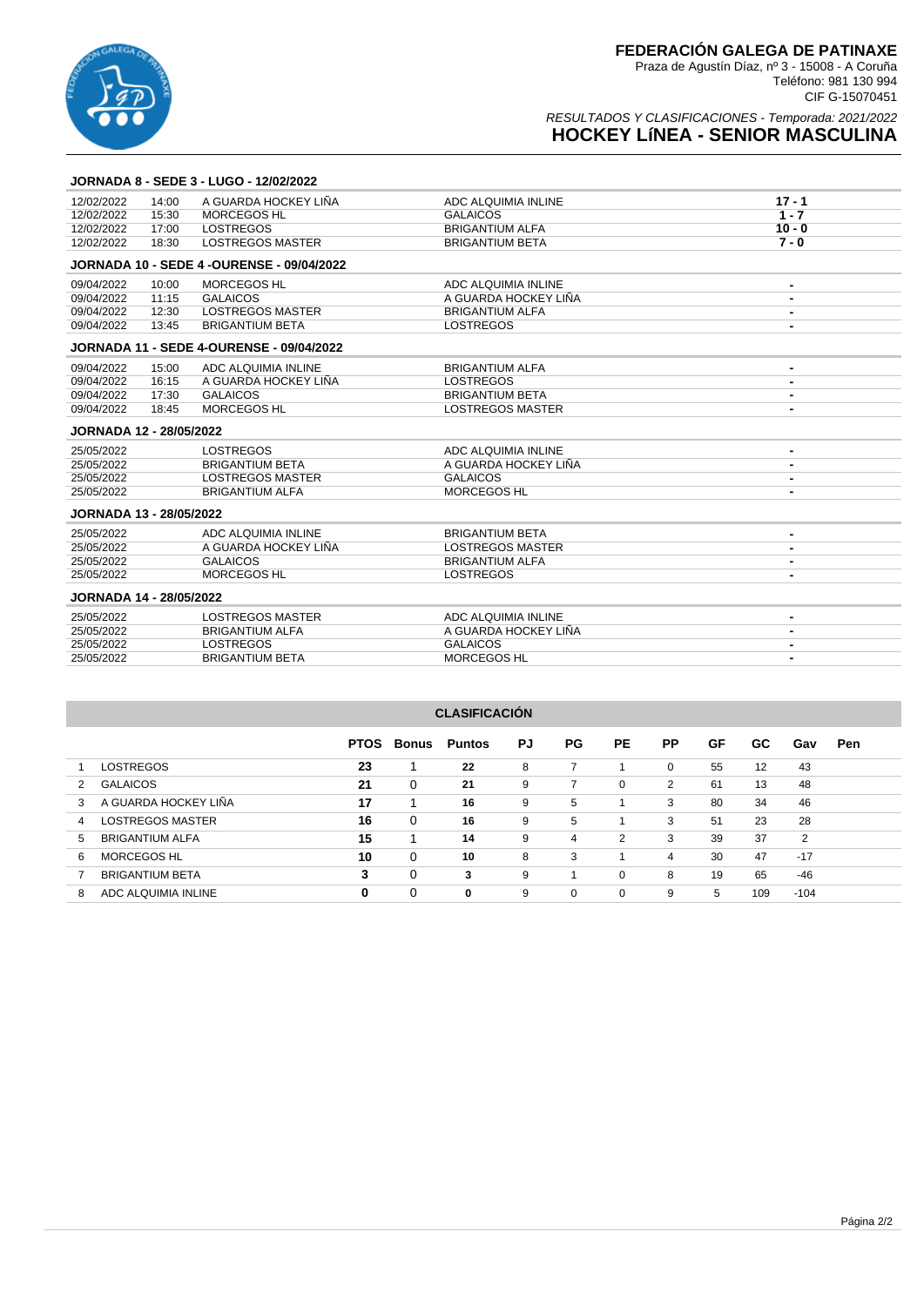# FEDERACIÓN GALEGA DE PATINAXE

Praza de Agustín Díaz, nº 3 - 15008 - A Coruña
Teléfono: 981 130 994
CIF G-15070451

*RESULTADOS Y CLASIFICACIONES - Temporada: 2021/2022*

## HOCKEY LíNEA - SENIOR MASCULINA

### JORNADA 8 - SEDE 3 - LUGO - 12/02/2022

| | | | | |
|---|---|---|---|---|
| 12/02/2022 | 14:00 | A GUARDA HOCKEY LIÑA | ADC ALQUIMIA INLINE | **17 - 1** |
| 12/02/2022 | 15:30 | MORCEGOS HL | GALAICOS | **1 - 7** |
| 12/02/2022 | 17:00 | LOSTREGOS | BRIGANTIUM ALFA | **10 - 0** |
| 12/02/2022 | 18:30 | LOSTREGOS MASTER | BRIGANTIUM BETA | **7 - 0** |

### JORNADA 10 - SEDE 4 -OURENSE - 09/04/2022

| | | | | |
|---|---|---|---|---|
| 09/04/2022 | 10:00 | MORCEGOS HL | ADC ALQUIMIA INLINE | - |
| 09/04/2022 | 11:15 | GALAICOS | A GUARDA HOCKEY LIÑA | - |
| 09/04/2022 | 12:30 | LOSTREGOS MASTER | BRIGANTIUM ALFA | - |
| 09/04/2022 | 13:45 | BRIGANTIUM BETA | LOSTREGOS | - |

### JORNADA 11 - SEDE 4-OURENSE - 09/04/2022

| | | | | |
|---|---|---|---|---|
| 09/04/2022 | 15:00 | ADC ALQUIMIA INLINE | BRIGANTIUM ALFA | - |
| 09/04/2022 | 16:15 | A GUARDA HOCKEY LIÑA | LOSTREGOS | - |
| 09/04/2022 | 17:30 | GALAICOS | BRIGANTIUM BETA | - |
| 09/04/2022 | 18:45 | MORCEGOS HL | LOSTREGOS MASTER | - |

### JORNADA 12 - 28/05/2022

| | | | |
|---|---|---|---|
| 25/05/2022 | LOSTREGOS | ADC ALQUIMIA INLINE | - |
| 25/05/2022 | BRIGANTIUM BETA | A GUARDA HOCKEY LIÑA | - |
| 25/05/2022 | LOSTREGOS MASTER | GALAICOS | - |
| 25/05/2022 | BRIGANTIUM ALFA | MORCEGOS HL | - |

### JORNADA 13 - 28/05/2022

| | | | |
|---|---|---|---|
| 25/05/2022 | ADC ALQUIMIA INLINE | BRIGANTIUM BETA | - |
| 25/05/2022 | A GUARDA HOCKEY LIÑA | LOSTREGOS MASTER | - |
| 25/05/2022 | GALAICOS | BRIGANTIUM ALFA | - |
| 25/05/2022 | MORCEGOS HL | LOSTREGOS | - |

### JORNADA 14 - 28/05/2022

| | | | |
|---|---|---|---|
| 25/05/2022 | LOSTREGOS MASTER | ADC ALQUIMIA INLINE | - |
| 25/05/2022 | BRIGANTIUM ALFA | A GUARDA HOCKEY LIÑA | - |
| 25/05/2022 | LOSTREGOS | GALAICOS | - |
| 25/05/2022 | BRIGANTIUM BETA | MORCEGOS HL | - |

### CLASIFICACIÓN

| | | PTOS | Bonus | Puntos | PJ | PG | PE | PP | GF | GC | Gav | Pen |
|---|---|---|---|---|---|---|---|---|---|---|---|---|
| 1 | LOSTREGOS | **23** | 1 | **22** | 8 | 7 | 1 | 0 | 55 | 12 | 43 | |
| 2 | GALAICOS | **21** | 0 | **21** | 9 | 7 | 0 | 2 | 61 | 13 | 48 | |
| 3 | A GUARDA HOCKEY LIÑA | **17** | 1 | **16** | 9 | 5 | 1 | 3 | 80 | 34 | 46 | |
| 4 | LOSTREGOS MASTER | **16** | 0 | **16** | 9 | 5 | 1 | 3 | 51 | 23 | 28 | |
| 5 | BRIGANTIUM ALFA | **15** | 1 | **14** | 9 | 4 | 2 | 3 | 39 | 37 | 2 | |
| 6 | MORCEGOS HL | **10** | 0 | **10** | 8 | 3 | 1 | 4 | 30 | 47 | -17 | |
| 7 | BRIGANTIUM BETA | **3** | 0 | **3** | 9 | 1 | 0 | 8 | 19 | 65 | -46 | |
| 8 | ADC ALQUIMIA INLINE | **0** | 0 | **0** | 9 | 0 | 0 | 9 | 5 | 109 | -104 | |